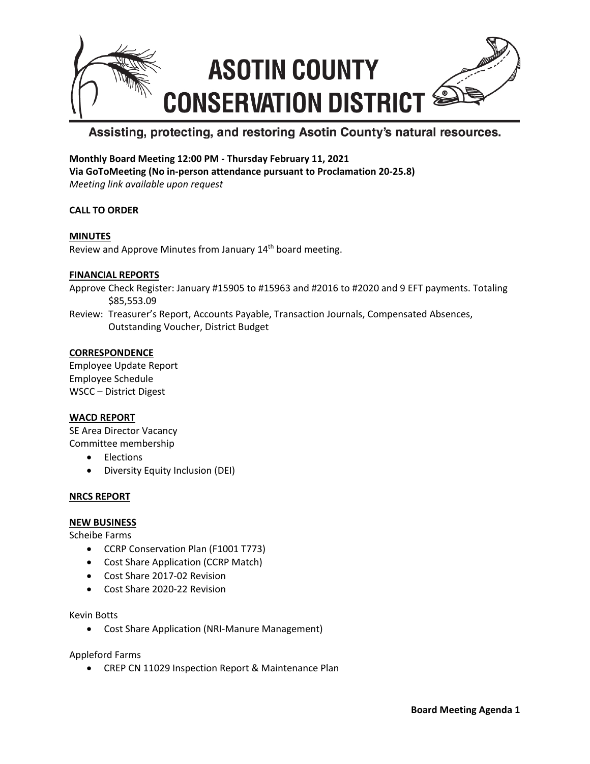# ASOTIN COUNTY CONSERVATION DISTRICT

Assisting, protecting, and restoring Asotin County's natural resources.

**Monthly Board Meeting 12:00 PM - Thursday February 11, 2021**
**Via GoToMeeting (No in-person attendance pursuant to Proclamation 20-25.8)**
*Meeting link available upon request*

**CALL TO ORDER**

**MINUTES**

Review and Approve Minutes from January 14th board meeting.

**FINANCIAL REPORTS**

Approve Check Register: January #15905 to #15963 and #2016 to #2020 and 9 EFT payments. Totaling $85,553.09

Review: Treasurer's Report, Accounts Payable, Transaction Journals, Compensated Absences, Outstanding Voucher, District Budget

**CORRESPONDENCE**

Employee Update Report
Employee Schedule
WSCC – District Digest

**WACD REPORT**

SE Area Director Vacancy
Committee membership

- Elections
- Diversity Equity Inclusion (DEI)

**NRCS REPORT**

**NEW BUSINESS**

Scheibe Farms

- CCRP Conservation Plan (F1001 T773)
- Cost Share Application (CCRP Match)
- Cost Share 2017-02 Revision
- Cost Share 2020-22 Revision

Kevin Botts

- Cost Share Application (NRI-Manure Management)

Appleford Farms

- CREP CN 11029 Inspection Report & Maintenance Plan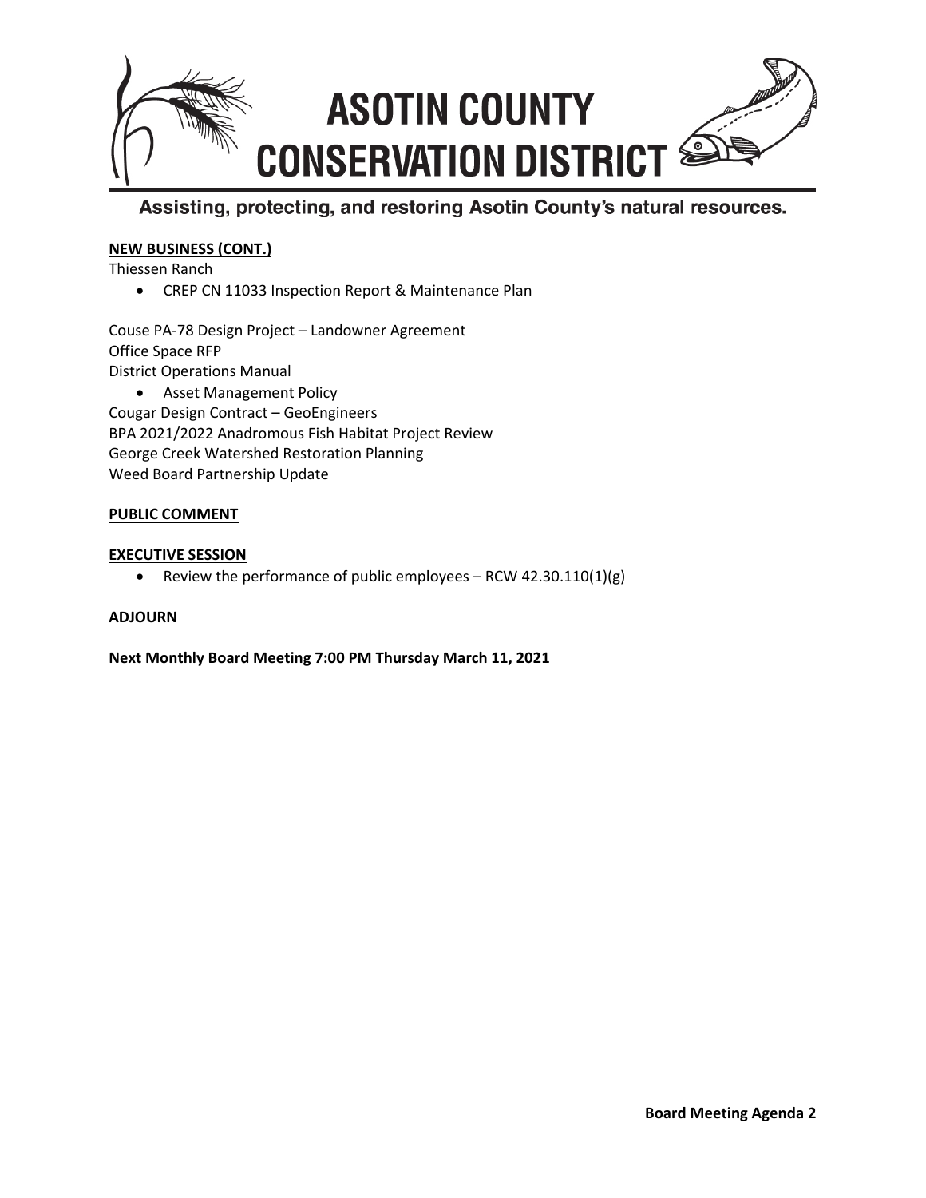# ASOTIN COUNTY CONSERVATION DISTRICT

Assisting, protecting, and restoring Asotin County's natural resources.

**NEW BUSINESS (CONT.)**

Thiessen Ranch

- CREP CN 11033 Inspection Report & Maintenance Plan

Couse PA-78 Design Project – Landowner Agreement
Office Space RFP
District Operations Manual

- Asset Management Policy

Cougar Design Contract – GeoEngineers
BPA 2021/2022 Anadromous Fish Habitat Project Review
George Creek Watershed Restoration Planning
Weed Board Partnership Update

**PUBLIC COMMENT**

**EXECUTIVE SESSION**

- Review the performance of public employees – RCW 42.30.110(1)(g)

**ADJOURN**

**Next Monthly Board Meeting 7:00 PM Thursday March 11, 2021**